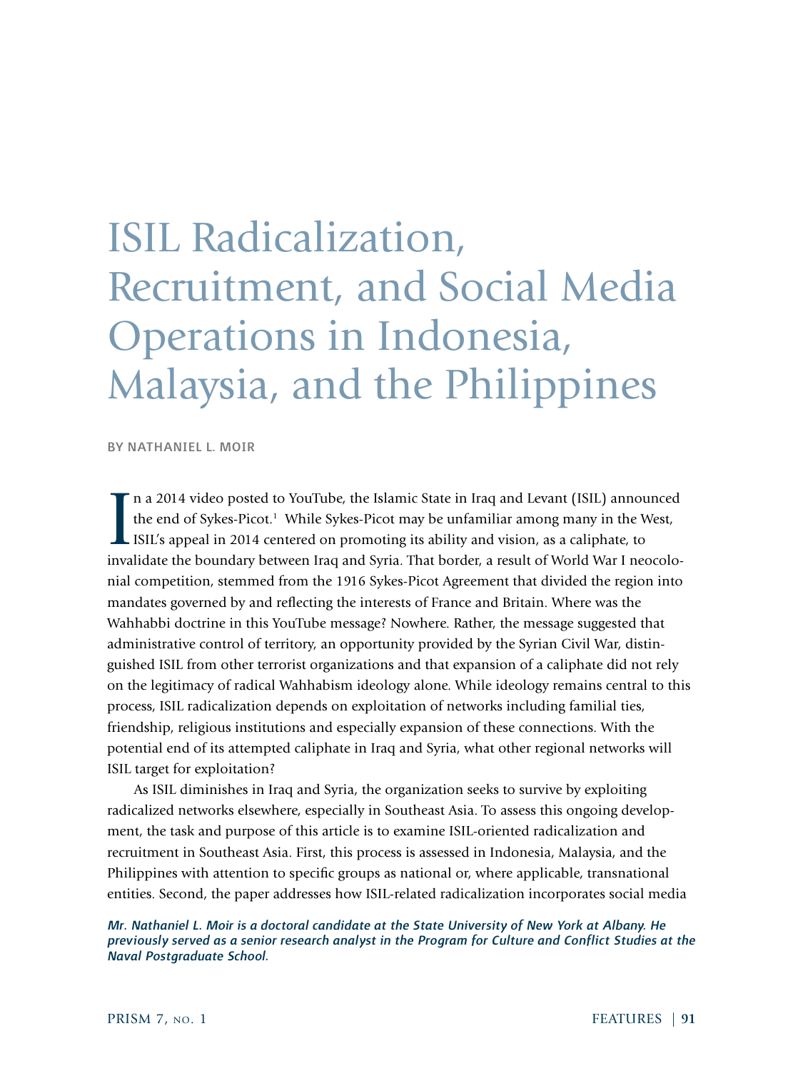# ISIL Radicalization, Recruitment, and Social Media Operations in Indonesia, Malaysia, and the Philippines

BY NATHANIEL L. MOIR

In a 2014 video posted to YouTube, the Islamic State in Iraq and Levant (ISIL) announced the end of Sykes-Picot.[1] While Sykes-Picot may be unfamiliar among many in the West, ISIL's appeal in 2014 centered on promoting its ability and vision, as a caliphate, to invalidate the boundary between Iraq and Syria. That border, a result of World War I neocolonial competition, stemmed from the 1916 Sykes-Picot Agreement that divided the region into mandates governed by and reflecting the interests of France and Britain. Where was the Wahhabbi doctrine in this YouTube message? Nowhere. Rather, the message suggested that administrative control of territory, an opportunity provided by the Syrian Civil War, distinguished ISIL from other terrorist organizations and that expansion of a caliphate did not rely on the legitimacy of radical Wahhabism ideology alone. While ideology remains central to this process, ISIL radicalization depends on exploitation of networks including familial ties, friendship, religious institutions and especially expansion of these connections. With the potential end of its attempted caliphate in Iraq and Syria, what other regional networks will ISIL target for exploitation?

As ISIL diminishes in Iraq and Syria, the organization seeks to survive by exploiting radicalized networks elsewhere, especially in Southeast Asia. To assess this ongoing development, the task and purpose of this article is to examine ISIL-oriented radicalization and recruitment in Southeast Asia. First, this process is assessed in Indonesia, Malaysia, and the Philippines with attention to specific groups as national or, where applicable, transnational entities. Second, the paper addresses how ISIL-related radicalization incorporates social media

*Mr. Nathaniel L. Moir is a doctoral candidate at the State University of New York at Albany. He previously served as a senior research analyst in the Program for Culture and Conflict Studies at the Naval Postgraduate School.*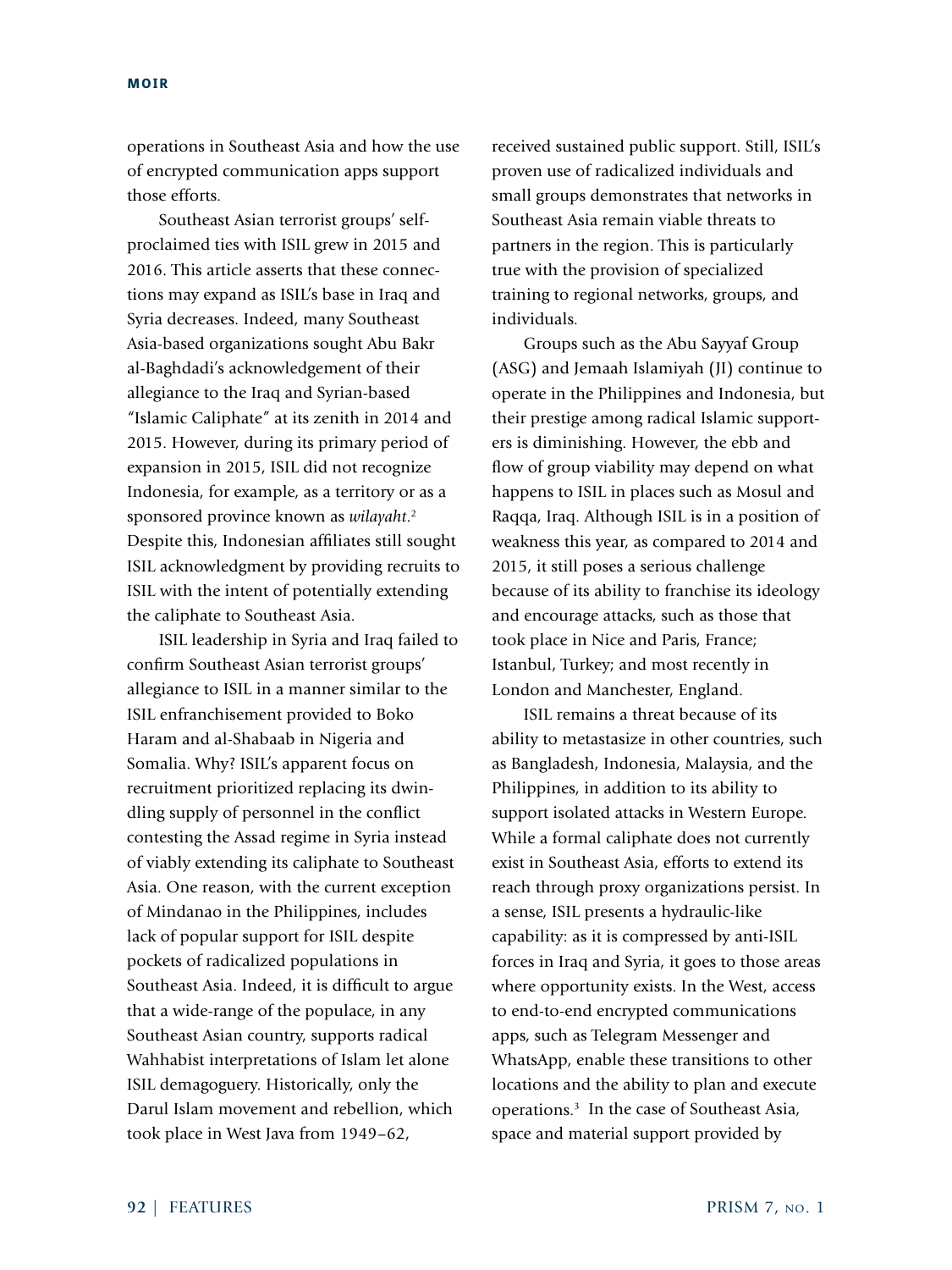operations in Southeast Asia and how the use of encrypted communication apps support those efforts.

Southeast Asian terrorist groups' self-proclaimed ties with ISIL grew in 2015 and 2016. This article asserts that these connections may expand as ISIL's base in Iraq and Syria decreases. Indeed, many Southeast Asia-based organizations sought Abu Bakr al-Baghdadi's acknowledgement of their allegiance to the Iraq and Syrian-based "Islamic Caliphate" at its zenith in 2014 and 2015. However, during its primary period of expansion in 2015, ISIL did not recognize Indonesia, for example, as a territory or as a sponsored province known as *wilayaht*.[2] Despite this, Indonesian affiliates still sought ISIL acknowledgment by providing recruits to ISIL with the intent of potentially extending the caliphate to Southeast Asia.

ISIL leadership in Syria and Iraq failed to confirm Southeast Asian terrorist groups' allegiance to ISIL in a manner similar to the ISIL enfranchisement provided to Boko Haram and al-Shabaab in Nigeria and Somalia. Why? ISIL's apparent focus on recruitment prioritized replacing its dwindling supply of personnel in the conflict contesting the Assad regime in Syria instead of viably extending its caliphate to Southeast Asia. One reason, with the current exception of Mindanao in the Philippines, includes lack of popular support for ISIL despite pockets of radicalized populations in Southeast Asia. Indeed, it is difficult to argue that a wide-range of the populace, in any Southeast Asian country, supports radical Wahhabist interpretations of Islam let alone ISIL demagoguery. Historically, only the Darul Islam movement and rebellion, which took place in West Java from 1949–62, received sustained public support. Still, ISIL's proven use of radicalized individuals and small groups demonstrates that networks in Southeast Asia remain viable threats to partners in the region. This is particularly true with the provision of specialized training to regional networks, groups, and individuals.

Groups such as the Abu Sayyaf Group (ASG) and Jemaah Islamiyah (JI) continue to operate in the Philippines and Indonesia, but their prestige among radical Islamic supporters is diminishing. However, the ebb and flow of group viability may depend on what happens to ISIL in places such as Mosul and Raqqa, Iraq. Although ISIL is in a position of weakness this year, as compared to 2014 and 2015, it still poses a serious challenge because of its ability to franchise its ideology and encourage attacks, such as those that took place in Nice and Paris, France; Istanbul, Turkey; and most recently in London and Manchester, England.

ISIL remains a threat because of its ability to metastasize in other countries, such as Bangladesh, Indonesia, Malaysia, and the Philippines, in addition to its ability to support isolated attacks in Western Europe. While a formal caliphate does not currently exist in Southeast Asia, efforts to extend its reach through proxy organizations persist. In a sense, ISIL presents a hydraulic-like capability: as it is compressed by anti-ISIL forces in Iraq and Syria, it goes to those areas where opportunity exists. In the West, access to end-to-end encrypted communications apps, such as Telegram Messenger and WhatsApp, enable these transitions to other locations and the ability to plan and execute operations.[3] In the case of Southeast Asia, space and material support provided by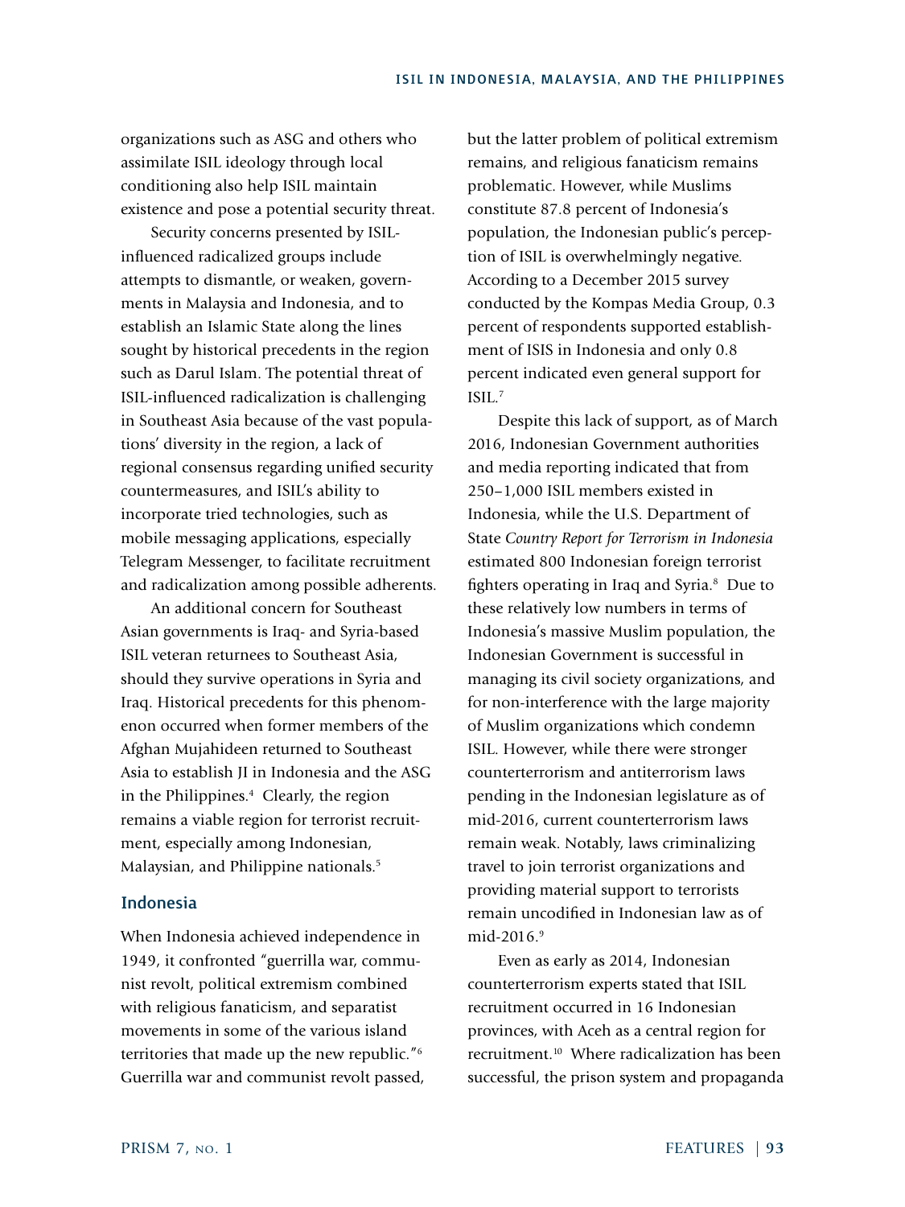organizations such as ASG and others who assimilate ISIL ideology through local conditioning also help ISIL maintain existence and pose a potential security threat.

Security concerns presented by ISIL-influenced radicalized groups include attempts to dismantle, or weaken, governments in Malaysia and Indonesia, and to establish an Islamic State along the lines sought by historical precedents in the region such as Darul Islam. The potential threat of ISIL-influenced radicalization is challenging in Southeast Asia because of the vast populations' diversity in the region, a lack of regional consensus regarding unified security countermeasures, and ISIL's ability to incorporate tried technologies, such as mobile messaging applications, especially Telegram Messenger, to facilitate recruitment and radicalization among possible adherents.

An additional concern for Southeast Asian governments is Iraq- and Syria-based ISIL veteran returnees to Southeast Asia, should they survive operations in Syria and Iraq. Historical precedents for this phenomenon occurred when former members of the Afghan Mujahideen returned to Southeast Asia to establish JI in Indonesia and the ASG in the Philippines.[4] Clearly, the region remains a viable region for terrorist recruitment, especially among Indonesian, Malaysian, and Philippine nationals.[5]

## Indonesia

When Indonesia achieved independence in 1949, it confronted "guerrilla war, communist revolt, political extremism combined with religious fanaticism, and separatist movements in some of the various island territories that made up the new republic."[6] Guerrilla war and communist revolt passed, but the latter problem of political extremism remains, and religious fanaticism remains problematic. However, while Muslims constitute 87.8 percent of Indonesia's population, the Indonesian public's perception of ISIL is overwhelmingly negative. According to a December 2015 survey conducted by the Kompas Media Group, 0.3 percent of respondents supported establishment of ISIS in Indonesia and only 0.8 percent indicated even general support for ISIL.[7]

Despite this lack of support, as of March 2016, Indonesian Government authorities and media reporting indicated that from 250–1,000 ISIL members existed in Indonesia, while the U.S. Department of State *Country Report for Terrorism in Indonesia* estimated 800 Indonesian foreign terrorist fighters operating in Iraq and Syria.[8] Due to these relatively low numbers in terms of Indonesia's massive Muslim population, the Indonesian Government is successful in managing its civil society organizations, and for non-interference with the large majority of Muslim organizations which condemn ISIL. However, while there were stronger counterterrorism and antiterrorism laws pending in the Indonesian legislature as of mid-2016, current counterterrorism laws remain weak. Notably, laws criminalizing travel to join terrorist organizations and providing material support to terrorists remain uncodified in Indonesian law as of mid-2016.[9]

Even as early as 2014, Indonesian counterterrorism experts stated that ISIL recruitment occurred in 16 Indonesian provinces, with Aceh as a central region for recruitment.[10] Where radicalization has been successful, the prison system and propaganda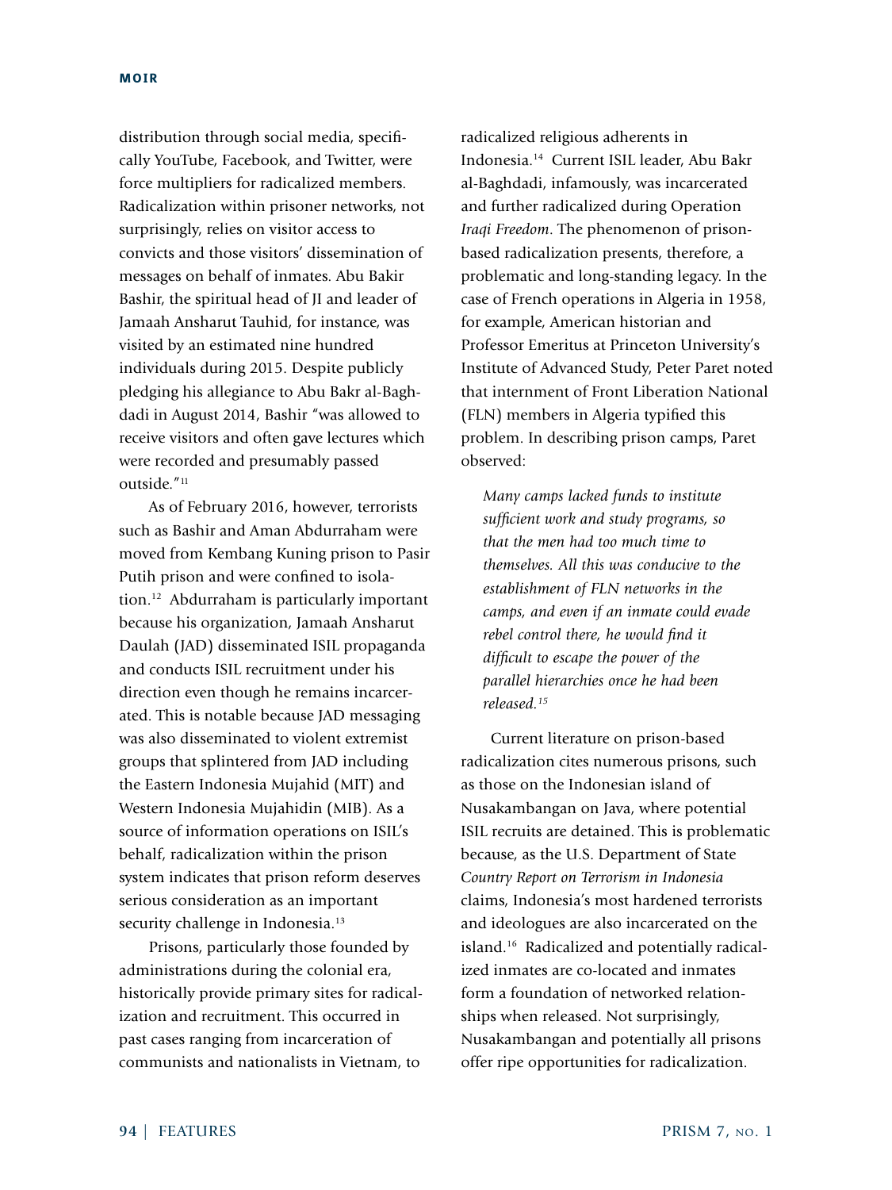distribution through social media, specifically YouTube, Facebook, and Twitter, were force multipliers for radicalized members. Radicalization within prisoner networks, not surprisingly, relies on visitor access to convicts and those visitors' dissemination of messages on behalf of inmates. Abu Bakir Bashir, the spiritual head of JI and leader of Jamaah Ansharut Tauhid, for instance, was visited by an estimated nine hundred individuals during 2015. Despite publicly pledging his allegiance to Abu Bakr al-Baghdadi in August 2014, Bashir "was allowed to receive visitors and often gave lectures which were recorded and presumably passed outside."[11]

As of February 2016, however, terrorists such as Bashir and Aman Abdurraham were moved from Kembang Kuning prison to Pasir Putih prison and were confined to isolation.[12] Abdurraham is particularly important because his organization, Jamaah Ansharut Daulah (JAD) disseminated ISIL propaganda and conducts ISIL recruitment under his direction even though he remains incarcerated. This is notable because JAD messaging was also disseminated to violent extremist groups that splintered from JAD including the Eastern Indonesia Mujahid (MIT) and Western Indonesia Mujahidin (MIB). As a source of information operations on ISIL's behalf, radicalization within the prison system indicates that prison reform deserves serious consideration as an important security challenge in Indonesia.[13]

Prisons, particularly those founded by administrations during the colonial era, historically provide primary sites for radicalization and recruitment. This occurred in past cases ranging from incarceration of communists and nationalists in Vietnam, to radicalized religious adherents in Indonesia.[14] Current ISIL leader, Abu Bakr al-Baghdadi, infamously, was incarcerated and further radicalized during Operation *Iraqi Freedom*. The phenomenon of prison-based radicalization presents, therefore, a problematic and long-standing legacy. In the case of French operations in Algeria in 1958, for example, American historian and Professor Emeritus at Princeton University's Institute of Advanced Study, Peter Paret noted that internment of Front Liberation National (FLN) members in Algeria typified this problem. In describing prison camps, Paret observed:

> *Many camps lacked funds to institute sufficient work and study programs, so that the men had too much time to themselves. All this was conducive to the establishment of FLN networks in the camps, and even if an inmate could evade rebel control there, he would find it difficult to escape the power of the parallel hierarchies once he had been released.*[15]

Current literature on prison-based radicalization cites numerous prisons, such as those on the Indonesian island of Nusakambangan on Java, where potential ISIL recruits are detained. This is problematic because, as the U.S. Department of State *Country Report on Terrorism in Indonesia* claims, Indonesia's most hardened terrorists and ideologues are also incarcerated on the island.[16] Radicalized and potentially radicalized inmates are co-located and inmates form a foundation of networked relationships when released. Not surprisingly, Nusakambangan and potentially all prisons offer ripe opportunities for radicalization.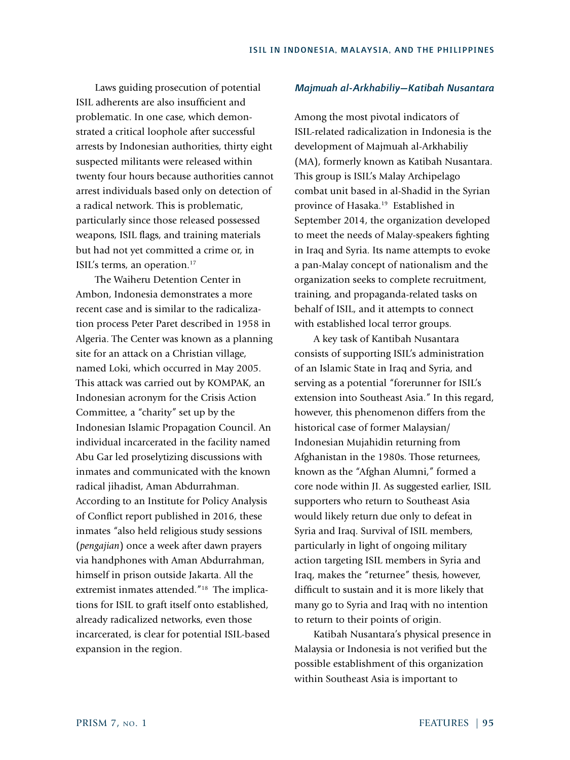Laws guiding prosecution of potential ISIL adherents are also insufficient and problematic. In one case, which demonstrated a critical loophole after successful arrests by Indonesian authorities, thirty eight suspected militants were released within twenty four hours because authorities cannot arrest individuals based only on detection of a radical network. This is problematic, particularly since those released possessed weapons, ISIL flags, and training materials but had not yet committed a crime or, in ISIL's terms, an operation.[17]

The Waiheru Detention Center in Ambon, Indonesia demonstrates a more recent case and is similar to the radicalization process Peter Paret described in 1958 in Algeria. The Center was known as a planning site for an attack on a Christian village, named Loki, which occurred in May 2005. This attack was carried out by KOMPAK, an Indonesian acronym for the Crisis Action Committee, a "charity" set up by the Indonesian Islamic Propagation Council. An individual incarcerated in the facility named Abu Gar led proselytizing discussions with inmates and communicated with the known radical jihadist, Aman Abdurrahman. According to an Institute for Policy Analysis of Conflict report published in 2016, these inmates "also held religious study sessions (*pengajian*) once a week after dawn prayers via handphones with Aman Abdurrahman, himself in prison outside Jakarta. All the extremist inmates attended."[18] The implications for ISIL to graft itself onto established, already radicalized networks, even those incarcerated, is clear for potential ISIL-based expansion in the region.

### *Majmuah al-Arkhabiliy—Katibah Nusantara*

Among the most pivotal indicators of ISIL-related radicalization in Indonesia is the development of Majmuah al-Arkhabiliy (MA), formerly known as Katibah Nusantara. This group is ISIL's Malay Archipelago combat unit based in al-Shadid in the Syrian province of Hasaka.[19] Established in September 2014, the organization developed to meet the needs of Malay-speakers fighting in Iraq and Syria. Its name attempts to evoke a pan-Malay concept of nationalism and the organization seeks to complete recruitment, training, and propaganda-related tasks on behalf of ISIL, and it attempts to connect with established local terror groups.

A key task of Kantibah Nusantara consists of supporting ISIL's administration of an Islamic State in Iraq and Syria, and serving as a potential "forerunner for ISIL's extension into Southeast Asia." In this regard, however, this phenomenon differs from the historical case of former Malaysian/Indonesian Mujahidin returning from Afghanistan in the 1980s. Those returnees, known as the "Afghan Alumni," formed a core node within JI. As suggested earlier, ISIL supporters who return to Southeast Asia would likely return due only to defeat in Syria and Iraq. Survival of ISIL members, particularly in light of ongoing military action targeting ISIL members in Syria and Iraq, makes the "returnee" thesis, however, difficult to sustain and it is more likely that many go to Syria and Iraq with no intention to return to their points of origin.

Katibah Nusantara's physical presence in Malaysia or Indonesia is not verified but the possible establishment of this organization within Southeast Asia is important to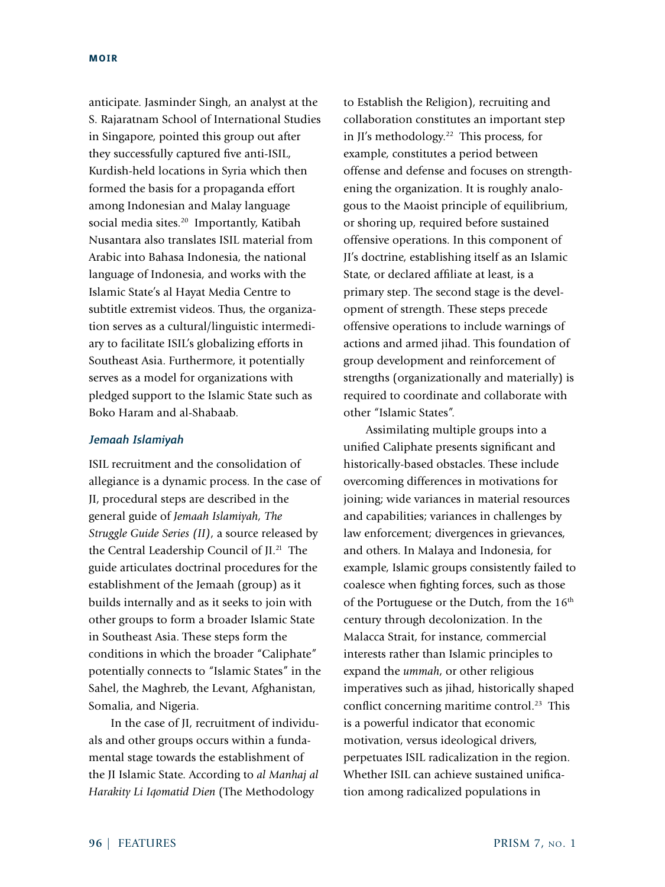anticipate. Jasminder Singh, an analyst at the S. Rajaratnam School of International Studies in Singapore, pointed this group out after they successfully captured five anti-ISIL, Kurdish-held locations in Syria which then formed the basis for a propaganda effort among Indonesian and Malay language social media sites.[20] Importantly, Katibah Nusantara also translates ISIL material from Arabic into Bahasa Indonesia, the national language of Indonesia, and works with the Islamic State's al Hayat Media Centre to subtitle extremist videos. Thus, the organization serves as a cultural/linguistic intermediary to facilitate ISIL's globalizing efforts in Southeast Asia. Furthermore, it potentially serves as a model for organizations with pledged support to the Islamic State such as Boko Haram and al-Shabaab.

### *Jemaah Islamiyah*

ISIL recruitment and the consolidation of allegiance is a dynamic process. In the case of JI, procedural steps are described in the general guide of *Jemaah Islamiyah, The Struggle Guide Series (II)*, a source released by the Central Leadership Council of JI.[21] The guide articulates doctrinal procedures for the establishment of the Jemaah (group) as it builds internally and as it seeks to join with other groups to form a broader Islamic State in Southeast Asia. These steps form the conditions in which the broader "Caliphate" potentially connects to "Islamic States" in the Sahel, the Maghreb, the Levant, Afghanistan, Somalia, and Nigeria.

In the case of JI, recruitment of individuals and other groups occurs within a fundamental stage towards the establishment of the JI Islamic State. According to *al Manhaj al Harakity Li Iqomatid Dien* (The Methodology to Establish the Religion), recruiting and collaboration constitutes an important step in JI's methodology.[22] This process, for example, constitutes a period between offense and defense and focuses on strengthening the organization. It is roughly analogous to the Maoist principle of equilibrium, or shoring up, required before sustained offensive operations. In this component of JI's doctrine, establishing itself as an Islamic State, or declared affiliate at least, is a primary step. The second stage is the development of strength. These steps precede offensive operations to include warnings of actions and armed jihad. This foundation of group development and reinforcement of strengths (organizationally and materially) is required to coordinate and collaborate with other "Islamic States".

Assimilating multiple groups into a unified Caliphate presents significant and historically-based obstacles. These include overcoming differences in motivations for joining; wide variances in material resources and capabilities; variances in challenges by law enforcement; divergences in grievances, and others. In Malaya and Indonesia, for example, Islamic groups consistently failed to coalesce when fighting forces, such as those of the Portuguese or the Dutch, from the 16th century through decolonization. In the Malacca Strait, for instance, commercial interests rather than Islamic principles to expand the *ummah*, or other religious imperatives such as jihad, historically shaped conflict concerning maritime control.[23] This is a powerful indicator that economic motivation, versus ideological drivers, perpetuates ISIL radicalization in the region. Whether ISIL can achieve sustained unification among radicalized populations in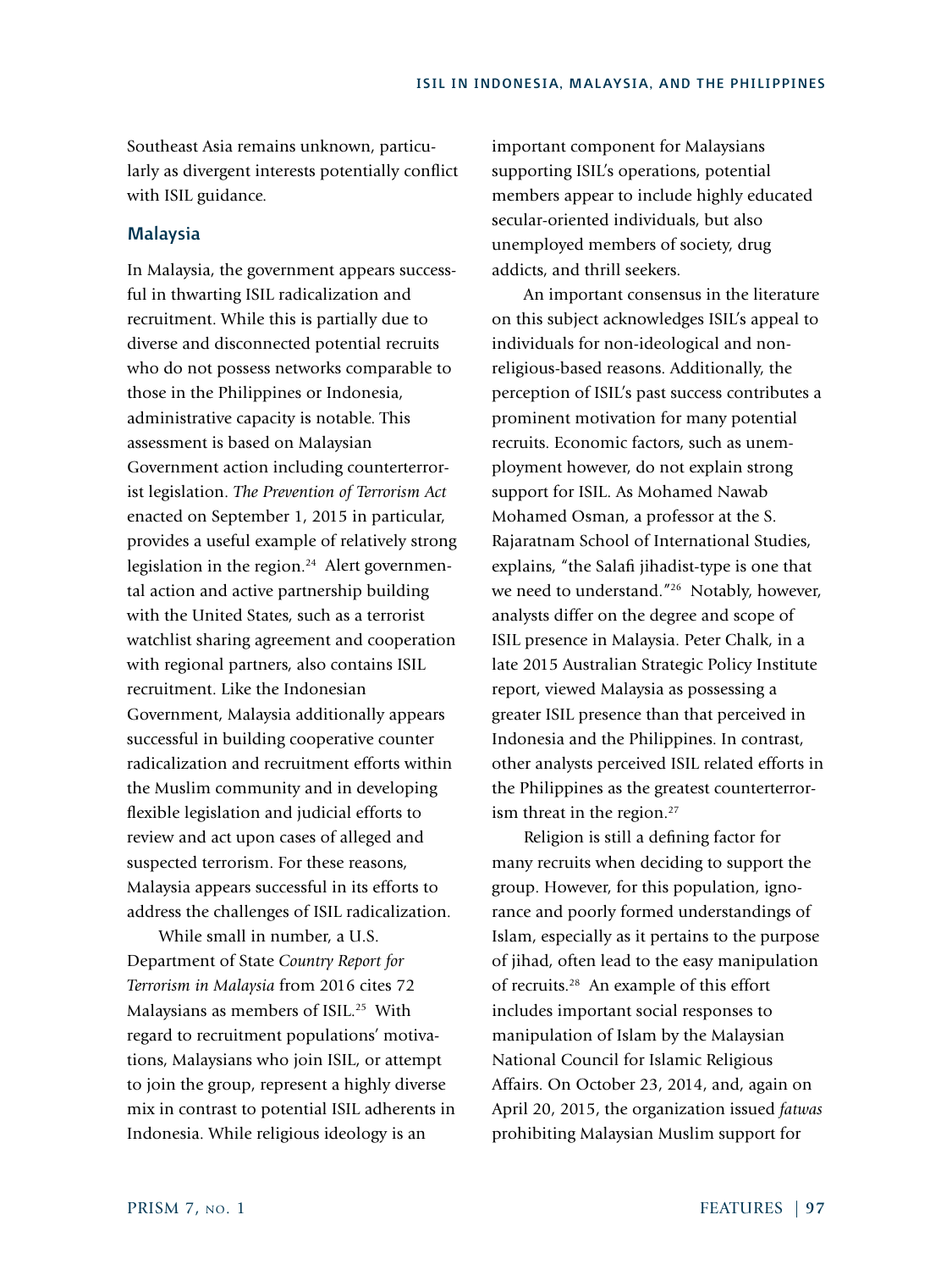Southeast Asia remains unknown, particularly as divergent interests potentially conflict with ISIL guidance.

## Malaysia

In Malaysia, the government appears successful in thwarting ISIL radicalization and recruitment. While this is partially due to diverse and disconnected potential recruits who do not possess networks comparable to those in the Philippines or Indonesia, administrative capacity is notable. This assessment is based on Malaysian Government action including counterterrorist legislation. *The Prevention of Terrorism Act* enacted on September 1, 2015 in particular, provides a useful example of relatively strong legislation in the region.[24] Alert governmental action and active partnership building with the United States, such as a terrorist watchlist sharing agreement and cooperation with regional partners, also contains ISIL recruitment. Like the Indonesian Government, Malaysia additionally appears successful in building cooperative counter radicalization and recruitment efforts within the Muslim community and in developing flexible legislation and judicial efforts to review and act upon cases of alleged and suspected terrorism. For these reasons, Malaysia appears successful in its efforts to address the challenges of ISIL radicalization.

While small in number, a U.S. Department of State *Country Report for Terrorism in Malaysia* from 2016 cites 72 Malaysians as members of ISIL.[25] With regard to recruitment populations' motivations, Malaysians who join ISIL, or attempt to join the group, represent a highly diverse mix in contrast to potential ISIL adherents in Indonesia. While religious ideology is an important component for Malaysians supporting ISIL's operations, potential members appear to include highly educated secular-oriented individuals, but also unemployed members of society, drug addicts, and thrill seekers.

An important consensus in the literature on this subject acknowledges ISIL's appeal to individuals for non-ideological and non-religious-based reasons. Additionally, the perception of ISIL's past success contributes a prominent motivation for many potential recruits. Economic factors, such as unemployment however, do not explain strong support for ISIL. As Mohamed Nawab Mohamed Osman, a professor at the S. Rajaratnam School of International Studies, explains, "the Salafi jihadist-type is one that we need to understand."[26] Notably, however, analysts differ on the degree and scope of ISIL presence in Malaysia. Peter Chalk, in a late 2015 Australian Strategic Policy Institute report, viewed Malaysia as possessing a greater ISIL presence than that perceived in Indonesia and the Philippines. In contrast, other analysts perceived ISIL related efforts in the Philippines as the greatest counterterrorism threat in the region.[27]

Religion is still a defining factor for many recruits when deciding to support the group. However, for this population, ignorance and poorly formed understandings of Islam, especially as it pertains to the purpose of jihad, often lead to the easy manipulation of recruits.[28] An example of this effort includes important social responses to manipulation of Islam by the Malaysian National Council for Islamic Religious Affairs. On October 23, 2014, and, again on April 20, 2015, the organization issued *fatwas* prohibiting Malaysian Muslim support for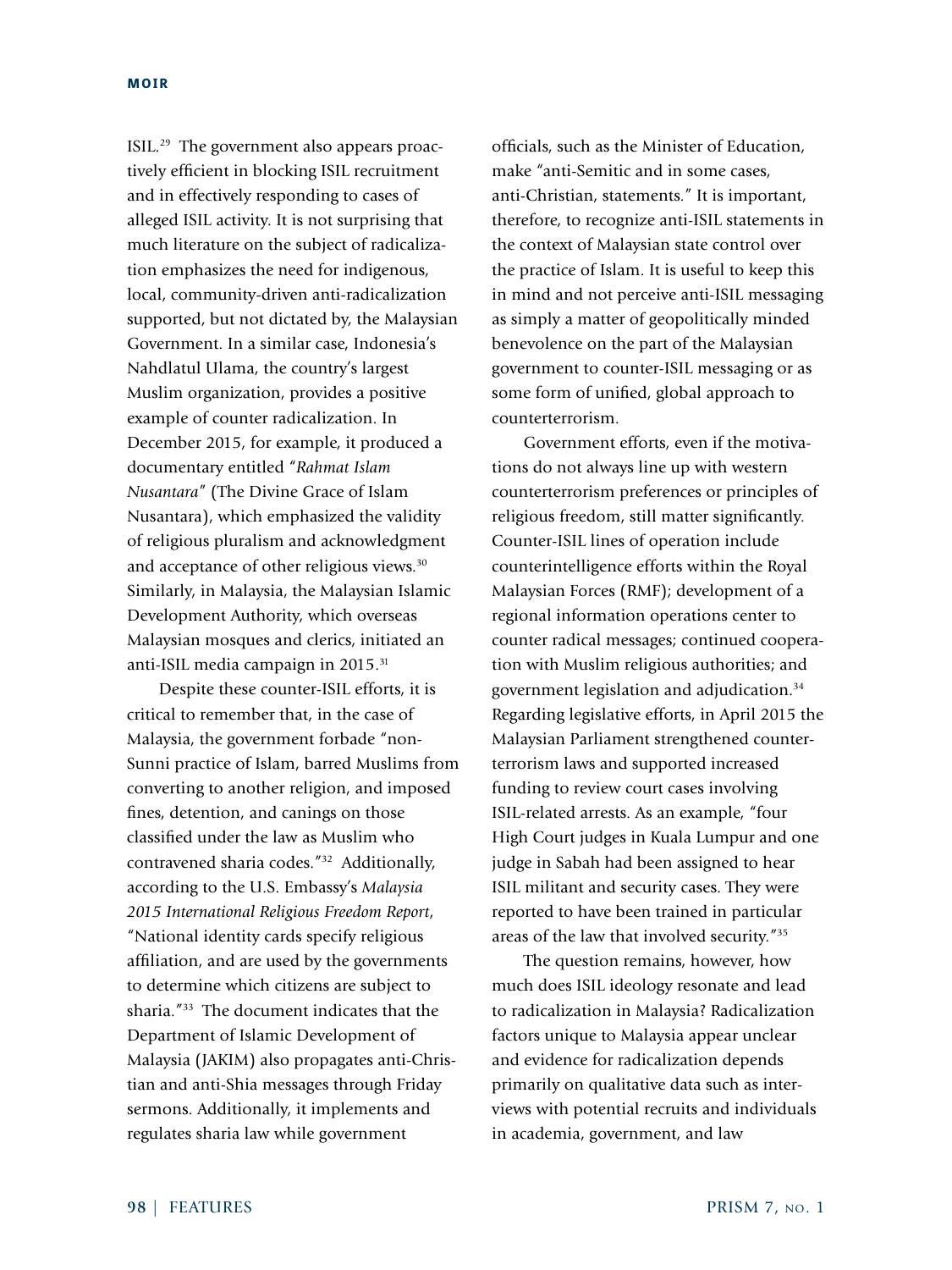ISIL.[29] The government also appears proactively efficient in blocking ISIL recruitment and in effectively responding to cases of alleged ISIL activity. It is not surprising that much literature on the subject of radicalization emphasizes the need for indigenous, local, community-driven anti-radicalization supported, but not dictated by, the Malaysian Government. In a similar case, Indonesia's Nahdlatul Ulama, the country's largest Muslim organization, provides a positive example of counter radicalization. In December 2015, for example, it produced a documentary entitled "*Rahmat Islam Nusantara*" (The Divine Grace of Islam Nusantara), which emphasized the validity of religious pluralism and acknowledgment and acceptance of other religious views.[30] Similarly, in Malaysia, the Malaysian Islamic Development Authority, which overseas Malaysian mosques and clerics, initiated an anti-ISIL media campaign in 2015.[31]

Despite these counter-ISIL efforts, it is critical to remember that, in the case of Malaysia, the government forbade "non-Sunni practice of Islam, barred Muslims from converting to another religion, and imposed fines, detention, and canings on those classified under the law as Muslim who contravened sharia codes."[32] Additionally, according to the U.S. Embassy's *Malaysia 2015 International Religious Freedom Report*, "National identity cards specify religious affiliation, and are used by the governments to determine which citizens are subject to sharia."[33] The document indicates that the Department of Islamic Development of Malaysia (JAKIM) also propagates anti-Christian and anti-Shia messages through Friday sermons. Additionally, it implements and regulates sharia law while government officials, such as the Minister of Education, make "anti-Semitic and in some cases, anti-Christian, statements." It is important, therefore, to recognize anti-ISIL statements in the context of Malaysian state control over the practice of Islam. It is useful to keep this in mind and not perceive anti-ISIL messaging as simply a matter of geopolitically minded benevolence on the part of the Malaysian government to counter-ISIL messaging or as some form of unified, global approach to counterterrorism.

Government efforts, even if the motivations do not always line up with western counterterrorism preferences or principles of religious freedom, still matter significantly. Counter-ISIL lines of operation include counterintelligence efforts within the Royal Malaysian Forces (RMF); development of a regional information operations center to counter radical messages; continued cooperation with Muslim religious authorities; and government legislation and adjudication.[34] Regarding legislative efforts, in April 2015 the Malaysian Parliament strengthened counterterrorism laws and supported increased funding to review court cases involving ISIL-related arrests. As an example, "four High Court judges in Kuala Lumpur and one judge in Sabah had been assigned to hear ISIL militant and security cases. They were reported to have been trained in particular areas of the law that involved security."[35]

The question remains, however, how much does ISIL ideology resonate and lead to radicalization in Malaysia? Radicalization factors unique to Malaysia appear unclear and evidence for radicalization depends primarily on qualitative data such as interviews with potential recruits and individuals in academia, government, and law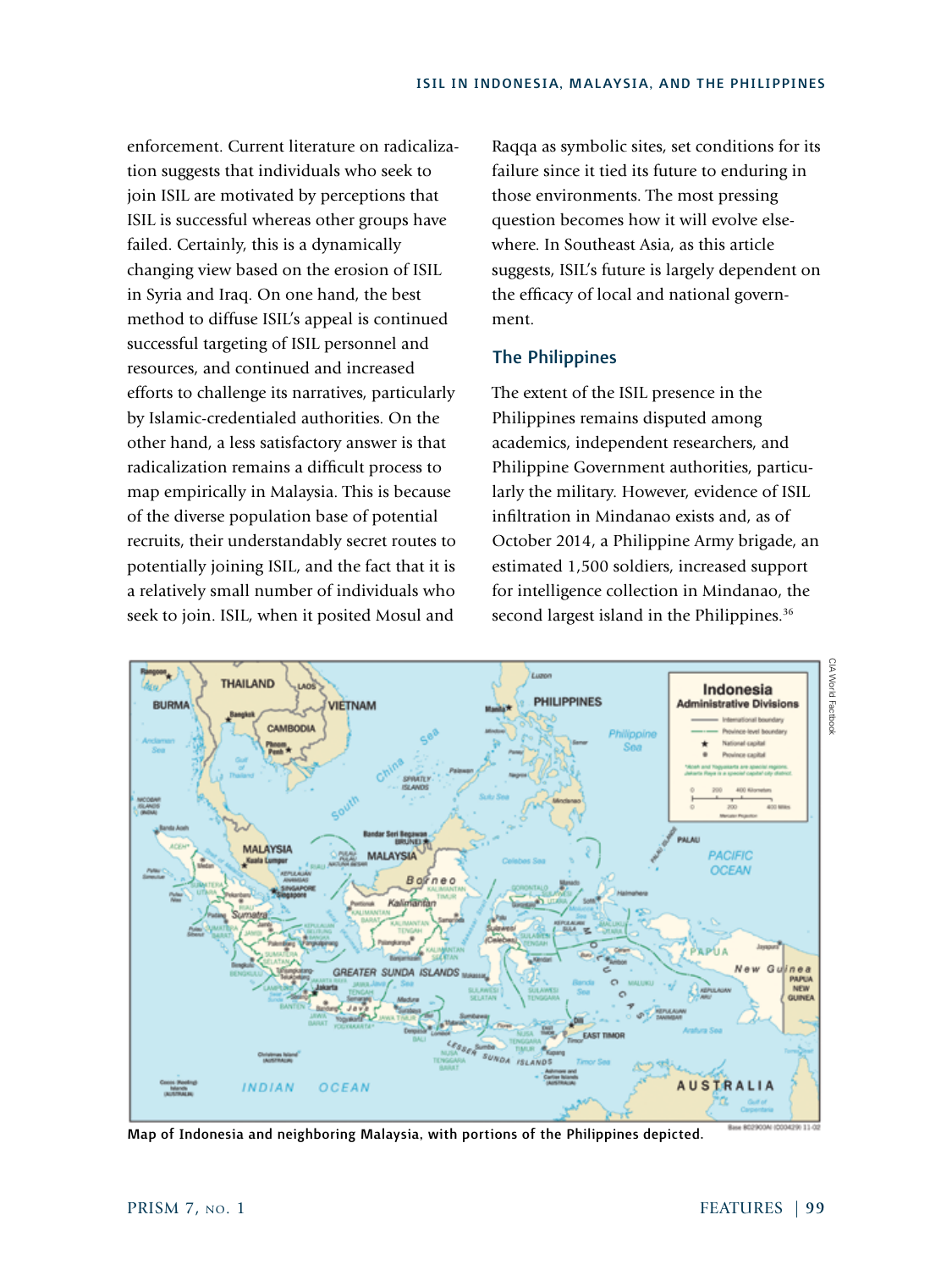enforcement. Current literature on radicalization suggests that individuals who seek to join ISIL are motivated by perceptions that ISIL is successful whereas other groups have failed. Certainly, this is a dynamically changing view based on the erosion of ISIL in Syria and Iraq. On one hand, the best method to diffuse ISIL's appeal is continued successful targeting of ISIL personnel and resources, and continued and increased efforts to challenge its narratives, particularly by Islamic-credentialed authorities. On the other hand, a less satisfactory answer is that radicalization remains a difficult process to map empirically in Malaysia. This is because of the diverse population base of potential recruits, their understandably secret routes to potentially joining ISIL, and the fact that it is a relatively small number of individuals who seek to join. ISIL, when it posited Mosul and Raqqa as symbolic sites, set conditions for its failure since it tied its future to enduring in those environments. The most pressing question becomes how it will evolve elsewhere. In Southeast Asia, as this article suggests, ISIL's future is largely dependent on the efficacy of local and national government.

## The Philippines

The extent of the ISIL presence in the Philippines remains disputed among academics, independent researchers, and Philippine Government authorities, particularly the military. However, evidence of ISIL infiltration in Mindanao exists and, as of October 2014, a Philippine Army brigade, an estimated 1,500 soldiers, increased support for intelligence collection in Mindanao, the second largest island in the Philippines.[36]

Map of Indonesia and neighboring Malaysia, with portions of the Philippines depicted.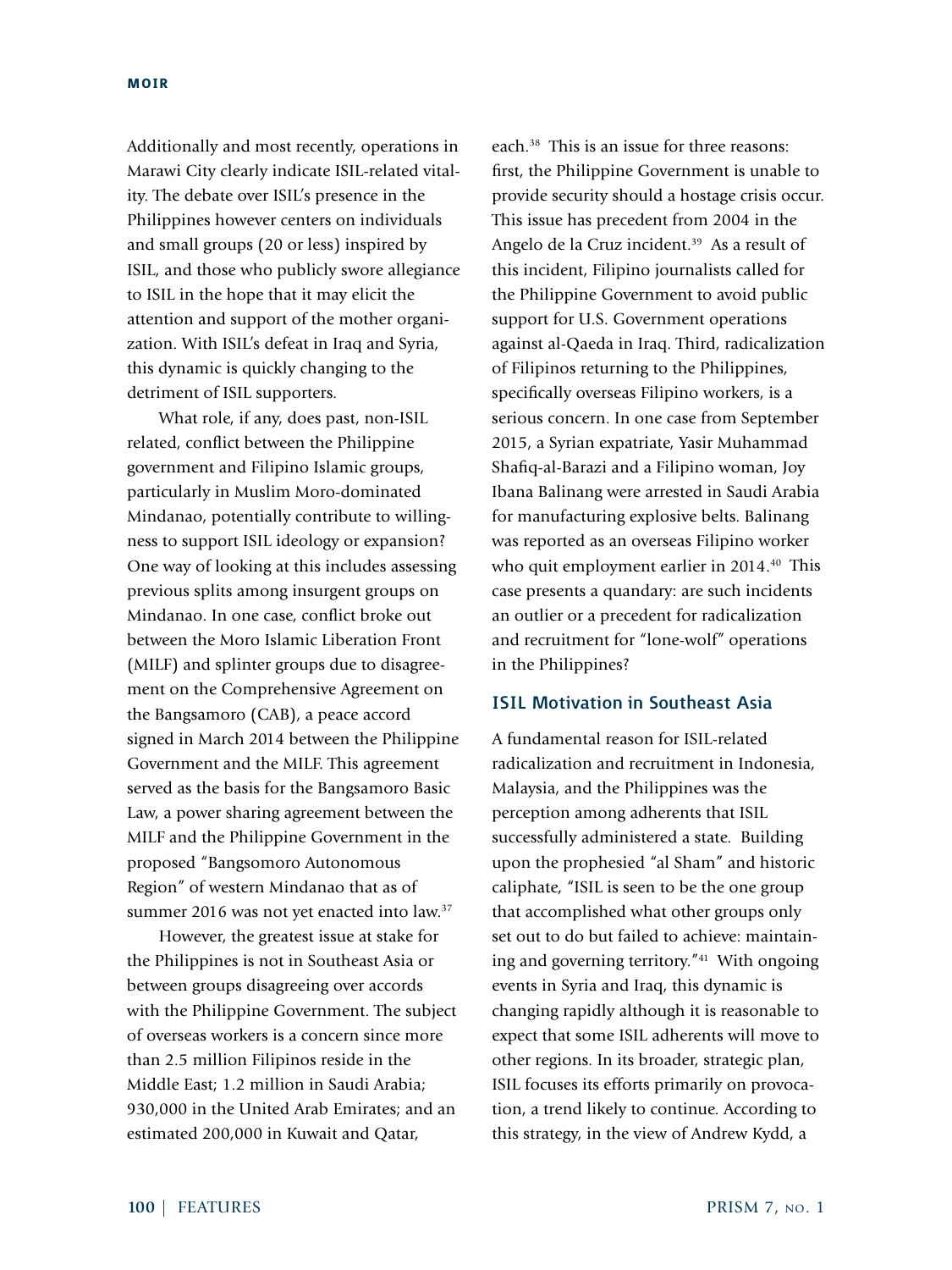Additionally and most recently, operations in Marawi City clearly indicate ISIL-related vitality. The debate over ISIL's presence in the Philippines however centers on individuals and small groups (20 or less) inspired by ISIL, and those who publicly swore allegiance to ISIL in the hope that it may elicit the attention and support of the mother organization. With ISIL's defeat in Iraq and Syria, this dynamic is quickly changing to the detriment of ISIL supporters.

What role, if any, does past, non-ISIL related, conflict between the Philippine government and Filipino Islamic groups, particularly in Muslim Moro-dominated Mindanao, potentially contribute to willingness to support ISIL ideology or expansion? One way of looking at this includes assessing previous splits among insurgent groups on Mindanao. In one case, conflict broke out between the Moro Islamic Liberation Front (MILF) and splinter groups due to disagreement on the Comprehensive Agreement on the Bangsamoro (CAB), a peace accord signed in March 2014 between the Philippine Government and the MILF. This agreement served as the basis for the Bangsamoro Basic Law, a power sharing agreement between the MILF and the Philippine Government in the proposed "Bangsomoro Autonomous Region" of western Mindanao that as of summer 2016 was not yet enacted into law.[37]

However, the greatest issue at stake for the Philippines is not in Southeast Asia or between groups disagreeing over accords with the Philippine Government. The subject of overseas workers is a concern since more than 2.5 million Filipinos reside in the Middle East; 1.2 million in Saudi Arabia; 930,000 in the United Arab Emirates; and an estimated 200,000 in Kuwait and Qatar, each.[38] This is an issue for three reasons: first, the Philippine Government is unable to provide security should a hostage crisis occur. This issue has precedent from 2004 in the Angelo de la Cruz incident.[39] As a result of this incident, Filipino journalists called for the Philippine Government to avoid public support for U.S. Government operations against al-Qaeda in Iraq. Third, radicalization of Filipinos returning to the Philippines, specifically overseas Filipino workers, is a serious concern. In one case from September 2015, a Syrian expatriate, Yasir Muhammad Shafiq-al-Barazi and a Filipino woman, Joy Ibana Balinang were arrested in Saudi Arabia for manufacturing explosive belts. Balinang was reported as an overseas Filipino worker who quit employment earlier in 2014.[40] This case presents a quandary: are such incidents an outlier or a precedent for radicalization and recruitment for "lone-wolf" operations in the Philippines?

## ISIL Motivation in Southeast Asia

A fundamental reason for ISIL-related radicalization and recruitment in Indonesia, Malaysia, and the Philippines was the perception among adherents that ISIL successfully administered a state. Building upon the prophesied "al Sham" and historic caliphate, "ISIL is seen to be the one group that accomplished what other groups only set out to do but failed to achieve: maintaining and governing territory."[41] With ongoing events in Syria and Iraq, this dynamic is changing rapidly although it is reasonable to expect that some ISIL adherents will move to other regions. In its broader, strategic plan, ISIL focuses its efforts primarily on provocation, a trend likely to continue. According to this strategy, in the view of Andrew Kydd, a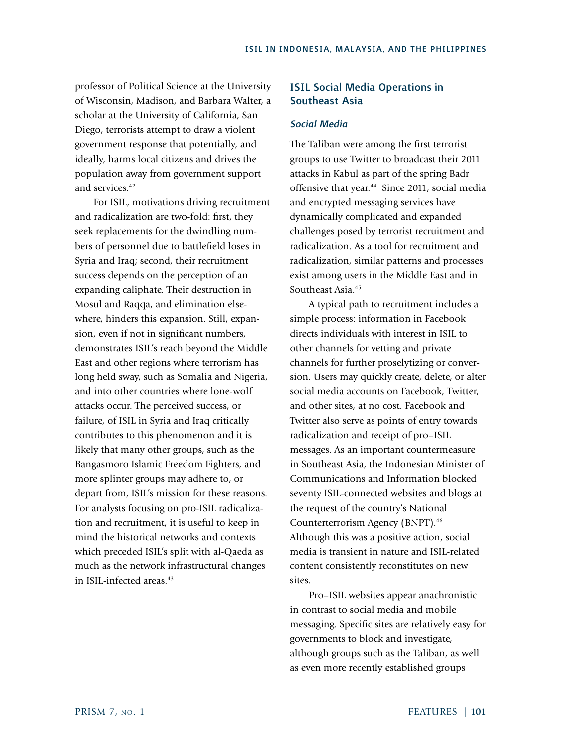professor of Political Science at the University of Wisconsin, Madison, and Barbara Walter, a scholar at the University of California, San Diego, terrorists attempt to draw a violent government response that potentially, and ideally, harms local citizens and drives the population away from government support and services.[42]

For ISIL, motivations driving recruitment and radicalization are two-fold: first, they seek replacements for the dwindling numbers of personnel due to battlefield loses in Syria and Iraq; second, their recruitment success depends on the perception of an expanding caliphate. Their destruction in Mosul and Raqqa, and elimination elsewhere, hinders this expansion. Still, expansion, even if not in significant numbers, demonstrates ISIL's reach beyond the Middle East and other regions where terrorism has long held sway, such as Somalia and Nigeria, and into other countries where lone-wolf attacks occur. The perceived success, or failure, of ISIL in Syria and Iraq critically contributes to this phenomenon and it is likely that many other groups, such as the Bangasmoro Islamic Freedom Fighters, and more splinter groups may adhere to, or depart from, ISIL's mission for these reasons. For analysts focusing on pro-ISIL radicalization and recruitment, it is useful to keep in mind the historical networks and contexts which preceded ISIL's split with al-Qaeda as much as the network infrastructural changes in ISIL-infected areas.[43]

## ISIL Social Media Operations in Southeast Asia

### *Social Media*

The Taliban were among the first terrorist groups to use Twitter to broadcast their 2011 attacks in Kabul as part of the spring Badr offensive that year.[44] Since 2011, social media and encrypted messaging services have dynamically complicated and expanded challenges posed by terrorist recruitment and radicalization. As a tool for recruitment and radicalization, similar patterns and processes exist among users in the Middle East and in Southeast Asia.[45]

A typical path to recruitment includes a simple process: information in Facebook directs individuals with interest in ISIL to other channels for vetting and private channels for further proselytizing or conversion. Users may quickly create, delete, or alter social media accounts on Facebook, Twitter, and other sites, at no cost. Facebook and Twitter also serve as points of entry towards radicalization and receipt of pro–ISIL messages. As an important countermeasure in Southeast Asia, the Indonesian Minister of Communications and Information blocked seventy ISIL-connected websites and blogs at the request of the country's National Counterterrorism Agency (BNPT).[46] Although this was a positive action, social media is transient in nature and ISIL-related content consistently reconstitutes on new sites.

Pro–ISIL websites appear anachronistic in contrast to social media and mobile messaging. Specific sites are relatively easy for governments to block and investigate, although groups such as the Taliban, as well as even more recently established groups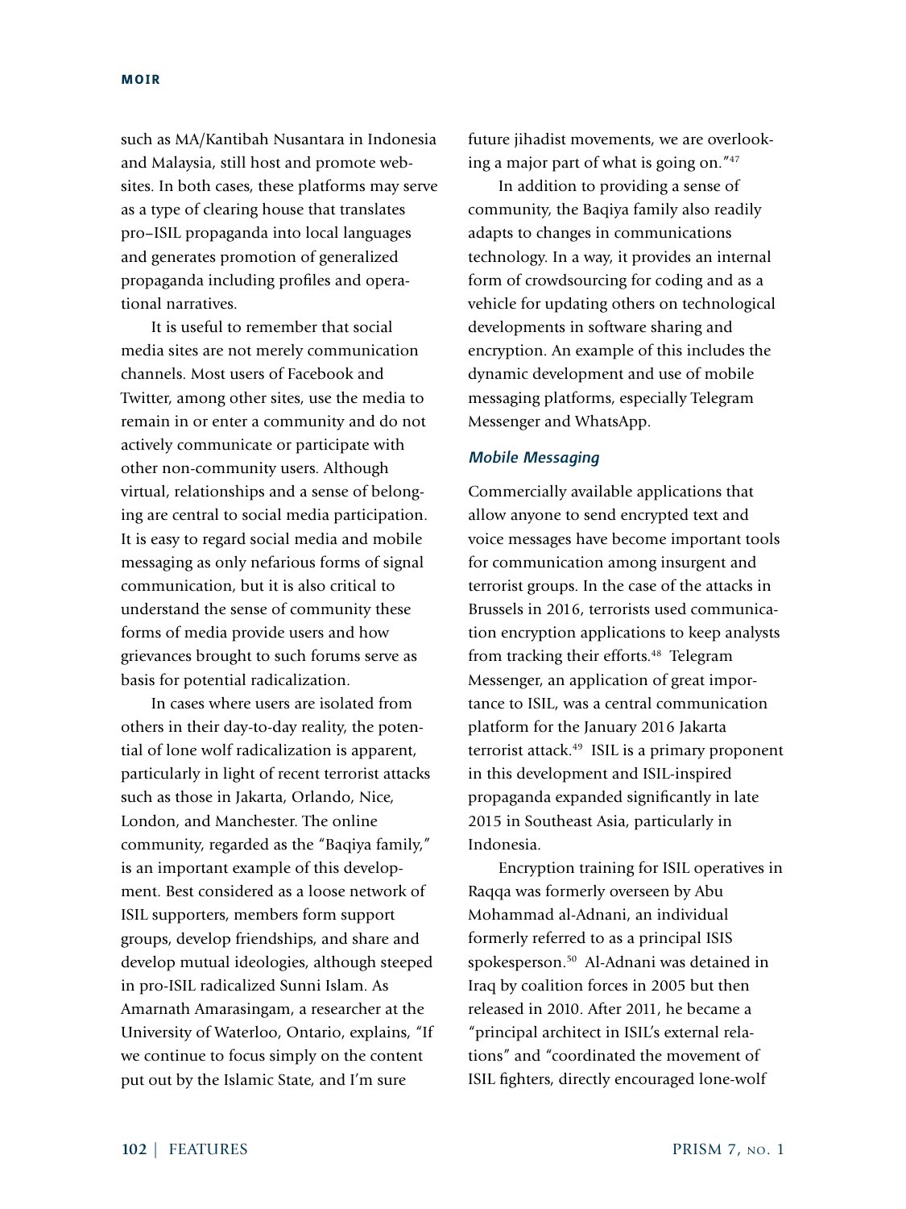such as MA/Kantibah Nusantara in Indonesia and Malaysia, still host and promote websites. In both cases, these platforms may serve as a type of clearing house that translates pro–ISIL propaganda into local languages and generates promotion of generalized propaganda including profiles and operational narratives.

It is useful to remember that social media sites are not merely communication channels. Most users of Facebook and Twitter, among other sites, use the media to remain in or enter a community and do not actively communicate or participate with other non-community users. Although virtual, relationships and a sense of belonging are central to social media participation. It is easy to regard social media and mobile messaging as only nefarious forms of signal communication, but it is also critical to understand the sense of community these forms of media provide users and how grievances brought to such forums serve as basis for potential radicalization.

In cases where users are isolated from others in their day-to-day reality, the potential of lone wolf radicalization is apparent, particularly in light of recent terrorist attacks such as those in Jakarta, Orlando, Nice, London, and Manchester. The online community, regarded as the "Baqiya family," is an important example of this development. Best considered as a loose network of ISIL supporters, members form support groups, develop friendships, and share and develop mutual ideologies, although steeped in pro-ISIL radicalized Sunni Islam. As Amarnath Amarasingam, a researcher at the University of Waterloo, Ontario, explains, "If we continue to focus simply on the content put out by the Islamic State, and I'm sure future jihadist movements, we are overlooking a major part of what is going on."[47]

In addition to providing a sense of community, the Baqiya family also readily adapts to changes in communications technology. In a way, it provides an internal form of crowdsourcing for coding and as a vehicle for updating others on technological developments in software sharing and encryption. An example of this includes the dynamic development and use of mobile messaging platforms, especially Telegram Messenger and WhatsApp.

### *Mobile Messaging*

Commercially available applications that allow anyone to send encrypted text and voice messages have become important tools for communication among insurgent and terrorist groups. In the case of the attacks in Brussels in 2016, terrorists used communication encryption applications to keep analysts from tracking their efforts.[48] Telegram Messenger, an application of great importance to ISIL, was a central communication platform for the January 2016 Jakarta terrorist attack.[49] ISIL is a primary proponent in this development and ISIL-inspired propaganda expanded significantly in late 2015 in Southeast Asia, particularly in Indonesia.

Encryption training for ISIL operatives in Raqqa was formerly overseen by Abu Mohammad al-Adnani, an individual formerly referred to as a principal ISIS spokesperson.[50] Al-Adnani was detained in Iraq by coalition forces in 2005 but then released in 2010. After 2011, he became a "principal architect in ISIL's external relations" and "coordinated the movement of ISIL fighters, directly encouraged lone-wolf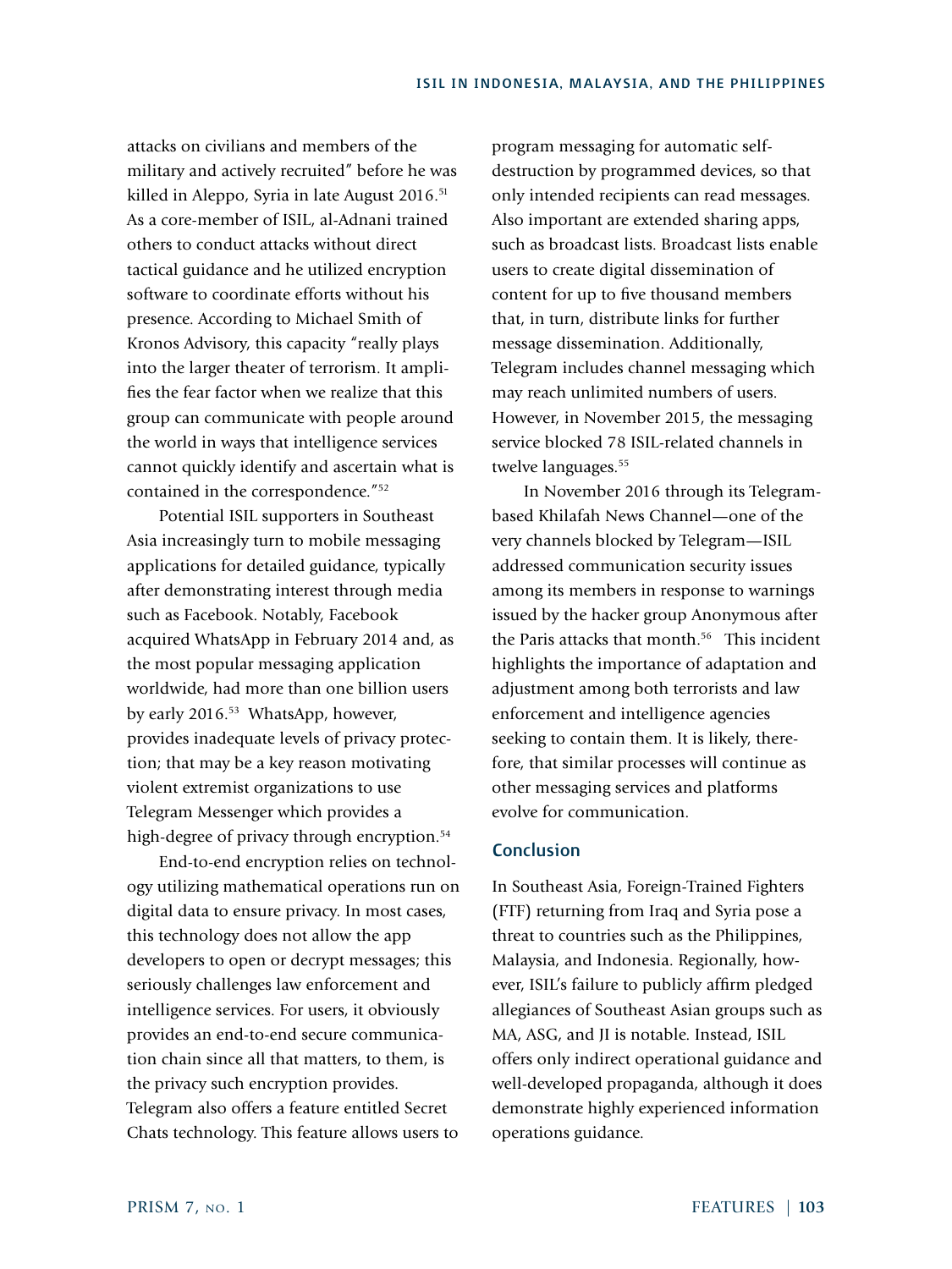attacks on civilians and members of the military and actively recruited" before he was killed in Aleppo, Syria in late August 2016.[51] As a core-member of ISIL, al-Adnani trained others to conduct attacks without direct tactical guidance and he utilized encryption software to coordinate efforts without his presence. According to Michael Smith of Kronos Advisory, this capacity "really plays into the larger theater of terrorism. It amplifies the fear factor when we realize that this group can communicate with people around the world in ways that intelligence services cannot quickly identify and ascertain what is contained in the correspondence."[52]

Potential ISIL supporters in Southeast Asia increasingly turn to mobile messaging applications for detailed guidance, typically after demonstrating interest through media such as Facebook. Notably, Facebook acquired WhatsApp in February 2014 and, as the most popular messaging application worldwide, had more than one billion users by early 2016.[53] WhatsApp, however, provides inadequate levels of privacy protection; that may be a key reason motivating violent extremist organizations to use Telegram Messenger which provides a high-degree of privacy through encryption.[54]

End-to-end encryption relies on technology utilizing mathematical operations run on digital data to ensure privacy. In most cases, this technology does not allow the app developers to open or decrypt messages; this seriously challenges law enforcement and intelligence services. For users, it obviously provides an end-to-end secure communication chain since all that matters, to them, is the privacy such encryption provides. Telegram also offers a feature entitled Secret Chats technology. This feature allows users to program messaging for automatic self-destruction by programmed devices, so that only intended recipients can read messages. Also important are extended sharing apps, such as broadcast lists. Broadcast lists enable users to create digital dissemination of content for up to five thousand members that, in turn, distribute links for further message dissemination. Additionally, Telegram includes channel messaging which may reach unlimited numbers of users. However, in November 2015, the messaging service blocked 78 ISIL-related channels in twelve languages.[55]

In November 2016 through its Telegram-based Khilafah News Channel—one of the very channels blocked by Telegram—ISIL addressed communication security issues among its members in response to warnings issued by the hacker group Anonymous after the Paris attacks that month.[56] This incident highlights the importance of adaptation and adjustment among both terrorists and law enforcement and intelligence agencies seeking to contain them. It is likely, therefore, that similar processes will continue as other messaging services and platforms evolve for communication.

## Conclusion

In Southeast Asia, Foreign-Trained Fighters (FTF) returning from Iraq and Syria pose a threat to countries such as the Philippines, Malaysia, and Indonesia. Regionally, however, ISIL's failure to publicly affirm pledged allegiances of Southeast Asian groups such as MA, ASG, and JI is notable. Instead, ISIL offers only indirect operational guidance and well-developed propaganda, although it does demonstrate highly experienced information operations guidance.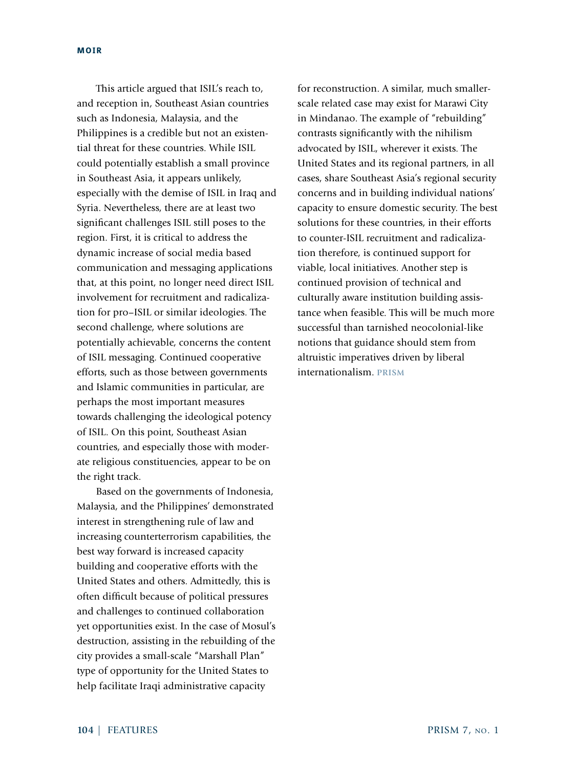This article argued that ISIL's reach to, and reception in, Southeast Asian countries such as Indonesia, Malaysia, and the Philippines is a credible but not an existential threat for these countries. While ISIL could potentially establish a small province in Southeast Asia, it appears unlikely, especially with the demise of ISIL in Iraq and Syria. Nevertheless, there are at least two significant challenges ISIL still poses to the region. First, it is critical to address the dynamic increase of social media based communication and messaging applications that, at this point, no longer need direct ISIL involvement for recruitment and radicalization for pro–ISIL or similar ideologies. The second challenge, where solutions are potentially achievable, concerns the content of ISIL messaging. Continued cooperative efforts, such as those between governments and Islamic communities in particular, are perhaps the most important measures towards challenging the ideological potency of ISIL. On this point, Southeast Asian countries, and especially those with moderate religious constituencies, appear to be on the right track.

Based on the governments of Indonesia, Malaysia, and the Philippines' demonstrated interest in strengthening rule of law and increasing counterterrorism capabilities, the best way forward is increased capacity building and cooperative efforts with the United States and others. Admittedly, this is often difficult because of political pressures and challenges to continued collaboration yet opportunities exist. In the case of Mosul's destruction, assisting in the rebuilding of the city provides a small-scale "Marshall Plan" type of opportunity for the United States to help facilitate Iraqi administrative capacity for reconstruction. A similar, much smaller-scale related case may exist for Marawi City in Mindanao. The example of "rebuilding" contrasts significantly with the nihilism advocated by ISIL, wherever it exists. The United States and its regional partners, in all cases, share Southeast Asia's regional security concerns and in building individual nations' capacity to ensure domestic security. The best solutions for these countries, in their efforts to counter-ISIL recruitment and radicalization therefore, is continued support for viable, local initiatives. Another step is continued provision of technical and culturally aware institution building assistance when feasible. This will be much more successful than tarnished neocolonial-like notions that guidance should stem from altruistic imperatives driven by liberal internationalism. PRISM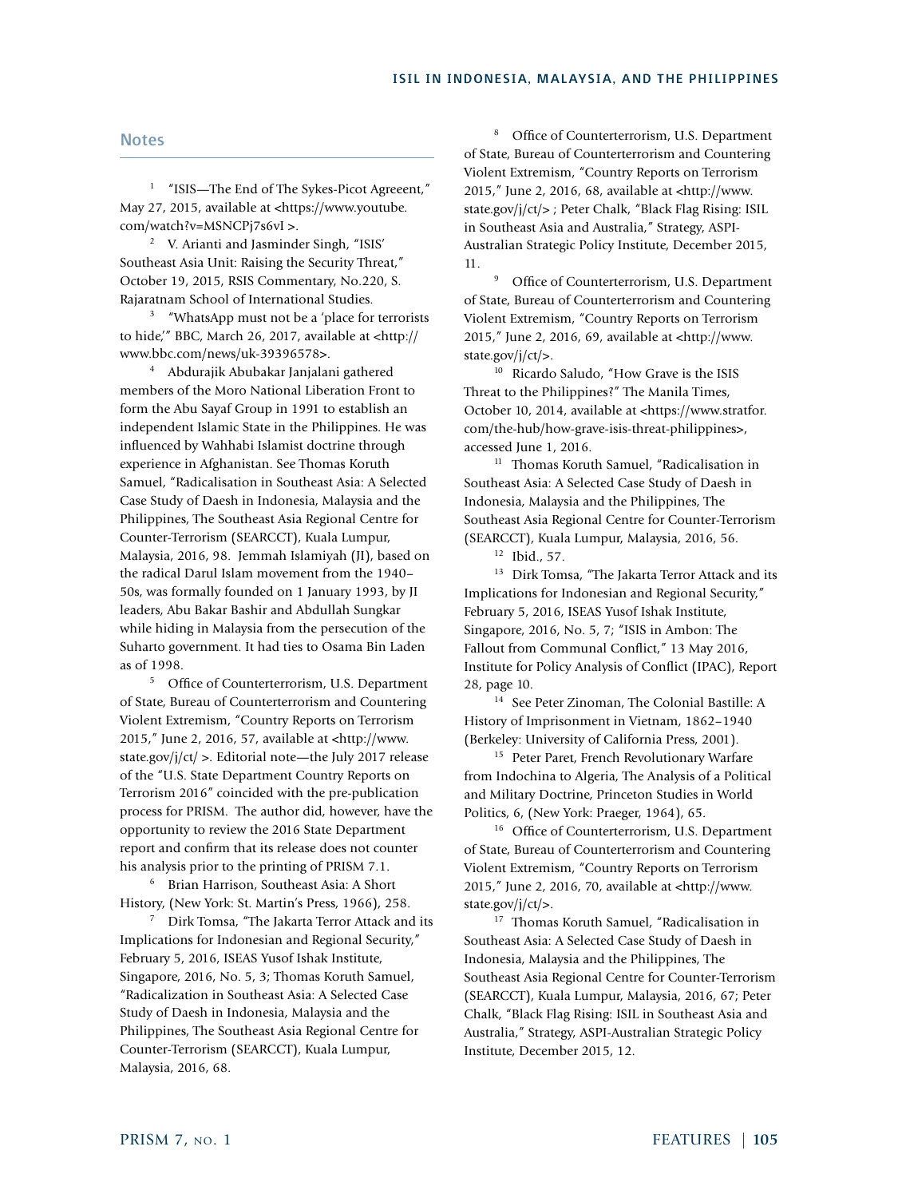## Notes

1 "ISIS—The End of The Sykes-Picot Agreeent," May 27, 2015, available at <https://www.youtube.com/watch?v=MSNCPj7s6vI >.

2 V. Arianti and Jasminder Singh, "ISIS' Southeast Asia Unit: Raising the Security Threat," October 19, 2015, RSIS Commentary, No.220, S. Rajaratnam School of International Studies.

3 "WhatsApp must not be a 'place for terrorists to hide,'" BBC, March 26, 2017, available at <http://www.bbc.com/news/uk-39396578>.

4 Abdurajik Abubakar Janjalani gathered members of the Moro National Liberation Front to form the Abu Sayaf Group in 1991 to establish an independent Islamic State in the Philippines. He was influenced by Wahhabi Islamist doctrine through experience in Afghanistan. See Thomas Koruth Samuel, "Radicalisation in Southeast Asia: A Selected Case Study of Daesh in Indonesia, Malaysia and the Philippines, The Southeast Asia Regional Centre for Counter-Terrorism (SEARCCT), Kuala Lumpur, Malaysia, 2016, 98. Jemmah Islamiyah (JI), based on the radical Darul Islam movement from the 1940–50s, was formally founded on 1 January 1993, by JI leaders, Abu Bakar Bashir and Abdullah Sungkar while hiding in Malaysia from the persecution of the Suharto government. It had ties to Osama Bin Laden as of 1998.

5 Office of Counterterrorism, U.S. Department of State, Bureau of Counterterrorism and Countering Violent Extremism, "Country Reports on Terrorism 2015," June 2, 2016, 57, available at <http://www.state.gov/j/ct/ >. Editorial note—the July 2017 release of the "U.S. State Department Country Reports on Terrorism 2016" coincided with the pre-publication process for PRISM. The author did, however, have the opportunity to review the 2016 State Department report and confirm that its release does not counter his analysis prior to the printing of PRISM 7.1.

6 Brian Harrison, Southeast Asia: A Short History, (New York: St. Martin's Press, 1966), 258.

7 Dirk Tomsa, "The Jakarta Terror Attack and its Implications for Indonesian and Regional Security," February 5, 2016, ISEAS Yusof Ishak Institute, Singapore, 2016, No. 5, 3; Thomas Koruth Samuel, "Radicalization in Southeast Asia: A Selected Case Study of Daesh in Indonesia, Malaysia and the Philippines, The Southeast Asia Regional Centre for Counter-Terrorism (SEARCCT), Kuala Lumpur, Malaysia, 2016, 68.

8 Office of Counterterrorism, U.S. Department of State, Bureau of Counterterrorism and Countering Violent Extremism, "Country Reports on Terrorism 2015," June 2, 2016, 68, available at <http://www.state.gov/j/ct/> ; Peter Chalk, "Black Flag Rising: ISIL in Southeast Asia and Australia," Strategy, ASPI-Australian Strategic Policy Institute, December 2015, 11.

9 Office of Counterterrorism, U.S. Department of State, Bureau of Counterterrorism and Countering Violent Extremism, "Country Reports on Terrorism 2015," June 2, 2016, 69, available at <http://www.state.gov/j/ct/>.

10 Ricardo Saludo, "How Grave is the ISIS Threat to the Philippines?" The Manila Times, October 10, 2014, available at <https://www.stratfor.com/the-hub/how-grave-isis-threat-philippines>, accessed June 1, 2016.

11 Thomas Koruth Samuel, "Radicalisation in Southeast Asia: A Selected Case Study of Daesh in Indonesia, Malaysia and the Philippines, The Southeast Asia Regional Centre for Counter-Terrorism (SEARCCT), Kuala Lumpur, Malaysia, 2016, 56.

12 Ibid., 57.

13 Dirk Tomsa, "The Jakarta Terror Attack and its Implications for Indonesian and Regional Security," February 5, 2016, ISEAS Yusof Ishak Institute, Singapore, 2016, No. 5, 7; "ISIS in Ambon: The Fallout from Communal Conflict," 13 May 2016, Institute for Policy Analysis of Conflict (IPAC), Report 28, page 10.

14 See Peter Zinoman, The Colonial Bastille: A History of Imprisonment in Vietnam, 1862–1940 (Berkeley: University of California Press, 2001).

15 Peter Paret, French Revolutionary Warfare from Indochina to Algeria, The Analysis of a Political and Military Doctrine, Princeton Studies in World Politics, 6, (New York: Praeger, 1964), 65.

16 Office of Counterterrorism, U.S. Department of State, Bureau of Counterterrorism and Countering Violent Extremism, "Country Reports on Terrorism 2015," June 2, 2016, 70, available at <http://www.state.gov/j/ct/>.

17 Thomas Koruth Samuel, "Radicalisation in Southeast Asia: A Selected Case Study of Daesh in Indonesia, Malaysia and the Philippines, The Southeast Asia Regional Centre for Counter-Terrorism (SEARCCT), Kuala Lumpur, Malaysia, 2016, 67; Peter Chalk, "Black Flag Rising: ISIL in Southeast Asia and Australia," Strategy, ASPI-Australian Strategic Policy Institute, December 2015, 12.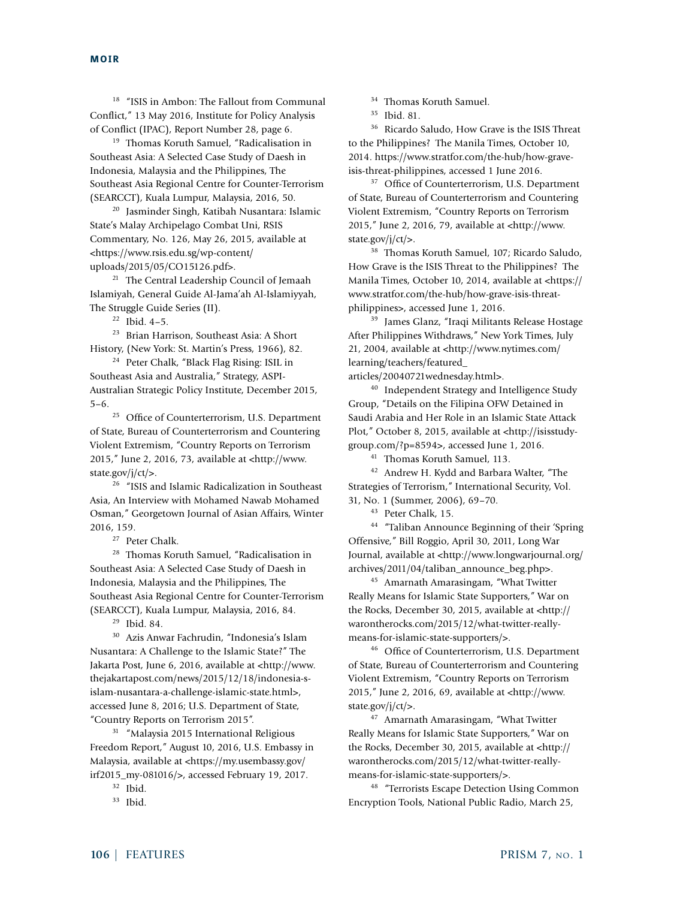[18] "ISIS in Ambon: The Fallout from Communal Conflict," 13 May 2016, Institute for Policy Analysis of Conflict (IPAC), Report Number 28, page 6.

[19] Thomas Koruth Samuel, "Radicalisation in Southeast Asia: A Selected Case Study of Daesh in Indonesia, Malaysia and the Philippines, The Southeast Asia Regional Centre for Counter-Terrorism (SEARCCT), Kuala Lumpur, Malaysia, 2016, 50.

[20] Jasminder Singh, Katibah Nusantara: Islamic State's Malay Archipelago Combat Uni, RSIS Commentary, No. 126, May 26, 2015, available at <https://www.rsis.edu.sg/wp-content/uploads/2015/05/CO15126.pdf>.

[21] The Central Leadership Council of Jemaah Islamiyah, General Guide Al-Jama'ah Al-Islamiyyah, The Struggle Guide Series (II).

[22] Ibid. 4–5.

[23] Brian Harrison, Southeast Asia: A Short History, (New York: St. Martin's Press, 1966), 82.

[24] Peter Chalk, "Black Flag Rising: ISIL in Southeast Asia and Australia," Strategy, ASPI-Australian Strategic Policy Institute, December 2015, 5–6.

[25] Office of Counterterrorism, U.S. Department of State, Bureau of Counterterrorism and Countering Violent Extremism, "Country Reports on Terrorism 2015," June 2, 2016, 73, available at <http://www.state.gov/j/ct/>.

[26] "ISIS and Islamic Radicalization in Southeast Asia, An Interview with Mohamed Nawab Mohamed Osman," Georgetown Journal of Asian Affairs, Winter 2016, 159.

[27] Peter Chalk.

[28] Thomas Koruth Samuel, "Radicalisation in Southeast Asia: A Selected Case Study of Daesh in Indonesia, Malaysia and the Philippines, The Southeast Asia Regional Centre for Counter-Terrorism (SEARCCT), Kuala Lumpur, Malaysia, 2016, 84.

[29] Ibid. 84.

[30] Azis Anwar Fachrudin, "Indonesia's Islam Nusantara: A Challenge to the Islamic State?" The Jakarta Post, June 6, 2016, available at <http://www.thejakartapost.com/news/2015/12/18/indonesia-s-islam-nusantara-a-challenge-islamic-state.html>, accessed June 8, 2016; U.S. Department of State, "Country Reports on Terrorism 2015".

[31] "Malaysia 2015 International Religious Freedom Report," August 10, 2016, U.S. Embassy in Malaysia, available at <https://my.usembassy.gov/irf2015_my-081016/>, accessed February 19, 2017.

[32] Ibid.

[33] Ibid.

[34] Thomas Koruth Samuel.

[35] Ibid. 81.

[36] Ricardo Saludo, How Grave is the ISIS Threat to the Philippines? The Manila Times, October 10, 2014. https://www.stratfor.com/the-hub/how-grave-isis-threat-philippines, accessed 1 June 2016.

[37] Office of Counterterrorism, U.S. Department of State, Bureau of Counterterrorism and Countering Violent Extremism, "Country Reports on Terrorism 2015," June 2, 2016, 79, available at <http://www.state.gov/j/ct/>.

[38] Thomas Koruth Samuel, 107; Ricardo Saludo, How Grave is the ISIS Threat to the Philippines? The Manila Times, October 10, 2014, available at <https://www.stratfor.com/the-hub/how-grave-isis-threat-philippines>, accessed June 1, 2016.

[39] James Glanz, "Iraqi Militants Release Hostage After Philippines Withdraws," New York Times, July 21, 2004, available at <http://www.nytimes.com/learning/teachers/featured_articles/20040721wednesday.html>.

[40] Independent Strategy and Intelligence Study Group, "Details on the Filipina OFW Detained in Saudi Arabia and Her Role in an Islamic State Attack Plot," October 8, 2015, available at <http://isisstudygroup.com/?p=8594>, accessed June 1, 2016.

[41] Thomas Koruth Samuel, 113.

[42] Andrew H. Kydd and Barbara Walter, "The Strategies of Terrorism," International Security, Vol. 31, No. 1 (Summer, 2006), 69–70.

[43] Peter Chalk, 15.

[44] "Taliban Announce Beginning of their 'Spring Offensive," Bill Roggio, April 30, 2011, Long War Journal, available at <http://www.longwarjournal.org/archives/2011/04/taliban_announce_beg.php>.

[45] Amarnath Amarasingam, "What Twitter Really Means for Islamic State Supporters," War on the Rocks, December 30, 2015, available at <http://warontherocks.com/2015/12/what-twitter-really-means-for-islamic-state-supporters/>.

[46] Office of Counterterrorism, U.S. Department of State, Bureau of Counterterrorism and Countering Violent Extremism, "Country Reports on Terrorism 2015," June 2, 2016, 69, available at <http://www.state.gov/j/ct/>.

[47] Amarnath Amarasingam, "What Twitter Really Means for Islamic State Supporters," War on the Rocks, December 30, 2015, available at <http://warontherocks.com/2015/12/what-twitter-really-means-for-islamic-state-supporters/>.

[48] "Terrorists Escape Detection Using Common Encryption Tools, National Public Radio, March 25,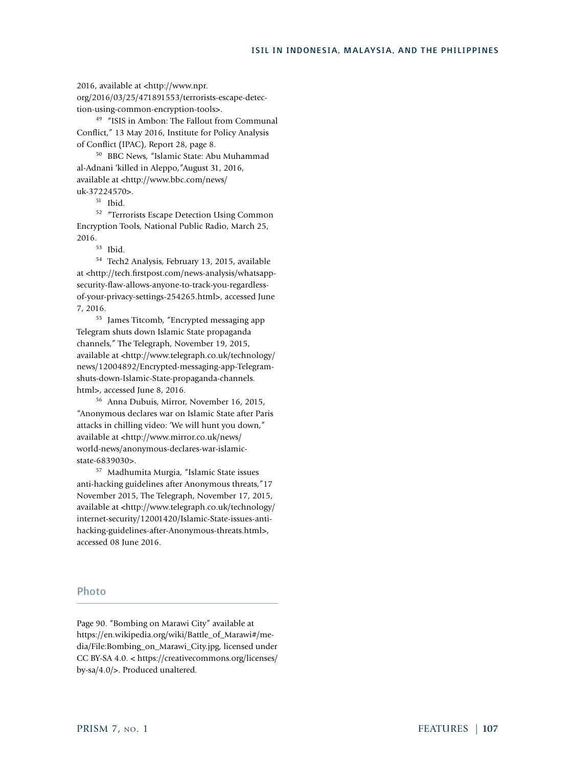2016, available at <http://www.npr.org/2016/03/25/471891553/terrorists-escape-detection-using-common-encryption-tools>.

[49] "ISIS in Ambon: The Fallout from Communal Conflict," 13 May 2016, Institute for Policy Analysis of Conflict (IPAC), Report 28, page 8.

[50] BBC News, "Islamic State: Abu Muhammad al-Adnani 'killed in Aleppo,"August 31, 2016, available at <http://www.bbc.com/news/uk-37224570>.

[51] Ibid.

[52] "Terrorists Escape Detection Using Common Encryption Tools, National Public Radio, March 25, 2016.

[53] Ibid.

[54] Tech2 Analysis, February 13, 2015, available at <http://tech.firstpost.com/news-analysis/whatsapp-security-flaw-allows-anyone-to-track-you-regardless-of-your-privacy-settings-254265.html>, accessed June 7, 2016.

[55] James Titcomb, "Encrypted messaging app Telegram shuts down Islamic State propaganda channels," The Telegraph, November 19, 2015, available at <http://www.telegraph.co.uk/technology/news/12004892/Encrypted-messaging-app-Telegram-shuts-down-Islamic-State-propaganda-channels.html>, accessed June 8, 2016.

[56] Anna Dubuis, Mirror, November 16, 2015, "Anonymous declares war on Islamic State after Paris attacks in chilling video: 'We will hunt you down,'" available at <http://www.mirror.co.uk/news/world-news/anonymous-declares-war-islamic-state-6839030>.

[57] Madhumita Murgia, "Islamic State issues anti-hacking guidelines after Anonymous threats,"17 November 2015, The Telegraph, November 17, 2015, available at <http://www.telegraph.co.uk/technology/internet-security/12001420/Islamic-State-issues-anti-hacking-guidelines-after-Anonymous-threats.html>, accessed 08 June 2016.

## Photo

Page 90. "Bombing on Marawi City" available at https://en.wikipedia.org/wiki/Battle_of_Marawi#/media/File:Bombing_on_Marawi_City.jpg, licensed under CC BY-SA 4.0. < https://creativecommons.org/licenses/by-sa/4.0/>. Produced unaltered.